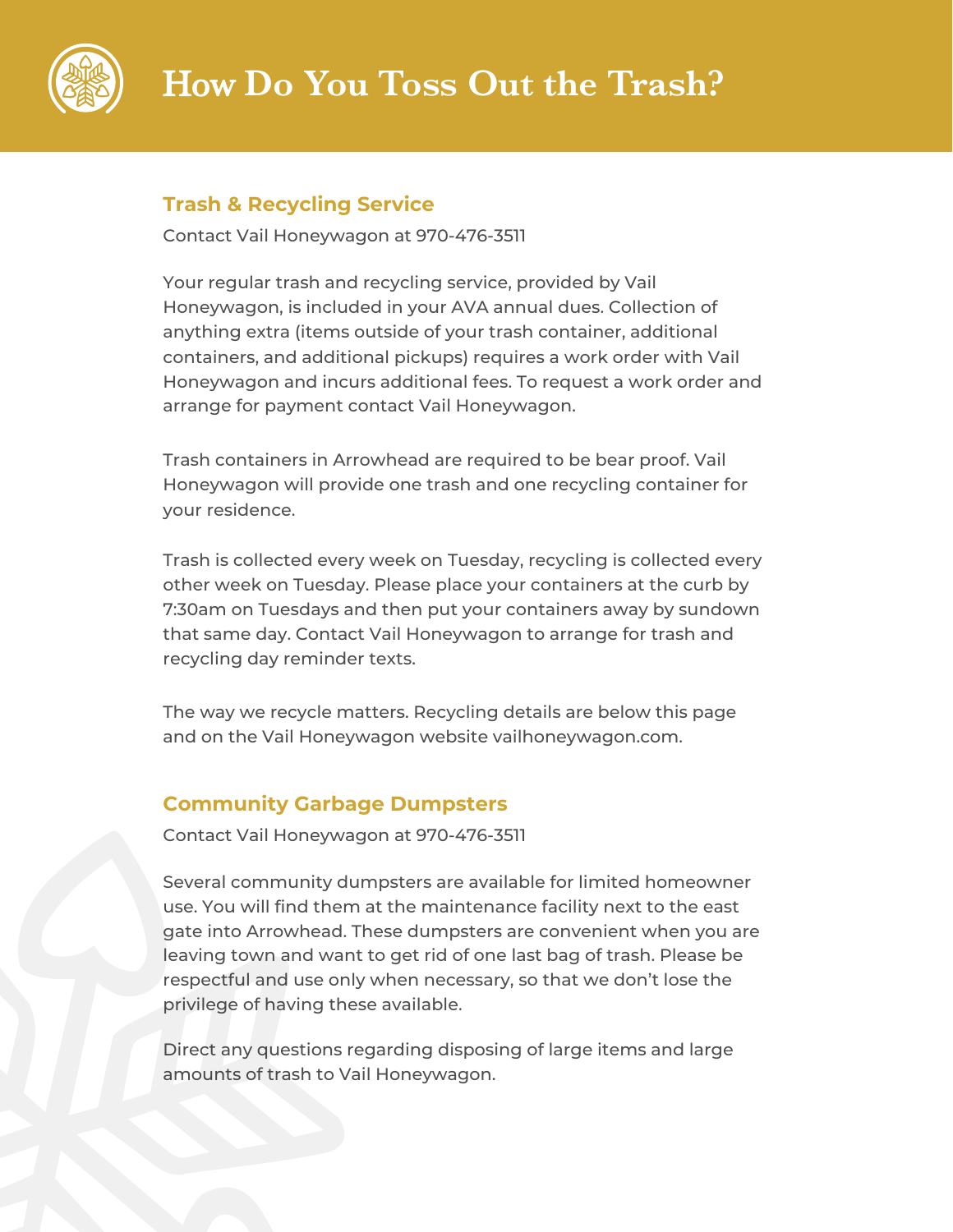# How Do You Toss Out the Trash?

## Trash & Recycling Service

Contact Vail Honeywagon at 970-476-3511

Your regular trash and recycling service, provided by Vail Honeywagon, is included in your AVA annual dues. Collection of anything extra (items outside of your trash container, additional containers, and additional pickups) requires a work order with Vail Honeywagon and incurs additional fees. To request a work order and arrange for payment contact Vail Honeywagon.

Trash containers in Arrowhead are required to be bear proof. Vail Honeywagon will provide one trash and one recycling container for your residence.

Trash is collected every week on Tuesday, recycling is collected every other week on Tuesday. Please place your containers at the curb by 7:30am on Tuesdays and then put your containers away by sundown that same day. Contact Vail Honeywagon to arrange for trash and recycling day reminder texts.

The way we recycle matters. Recycling details are below this page and on the Vail Honeywagon website vailhoneywagon.com.

## Community Garbage Dumpsters

Contact Vail Honeywagon at 970-476-3511

Several community dumpsters are available for limited homeowner use. You will find them at the maintenance facility next to the east gate into Arrowhead. These dumpsters are convenient when you are leaving town and want to get rid of one last bag of trash. Please be respectful and use only when necessary, so that we don't lose the privilege of having these available.

Direct any questions regarding disposing of large items and large amounts of trash to Vail Honeywagon.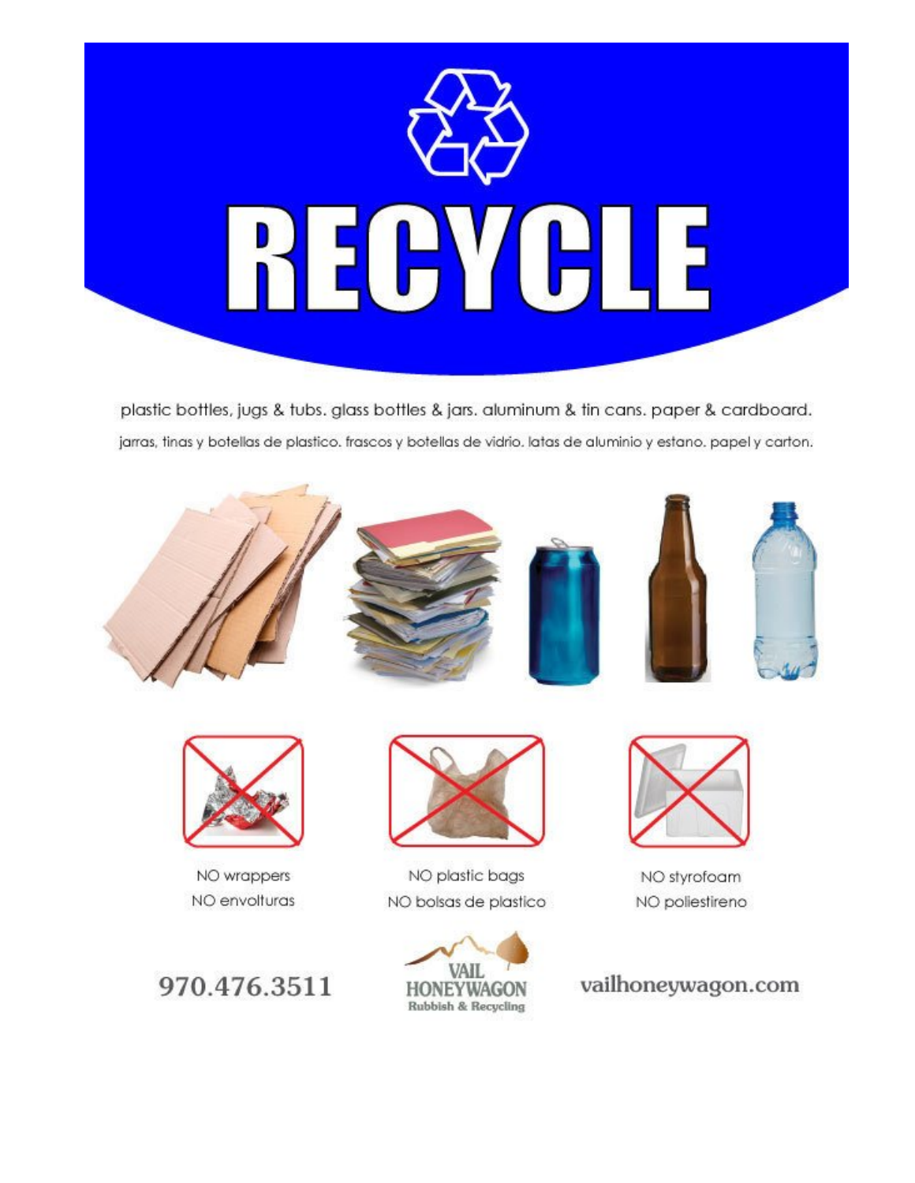# RECYCLE

plastic bottles, jugs & tubs. glass bottles & jars. aluminum & tin cans. paper & cardboard.

jarras, tinas y botellas de plastico. frascos y botellas de vidrio. latas de aluminio y estano. papel y carton.

NO wrappers
NO envolturas

NO plastic bags
NO bolsas de plastico

NO styrofoam
NO poliestireno

970.476.3511

VAIL HONEYWAGON
Rubbish & Recycling

vailhoneywagon.com